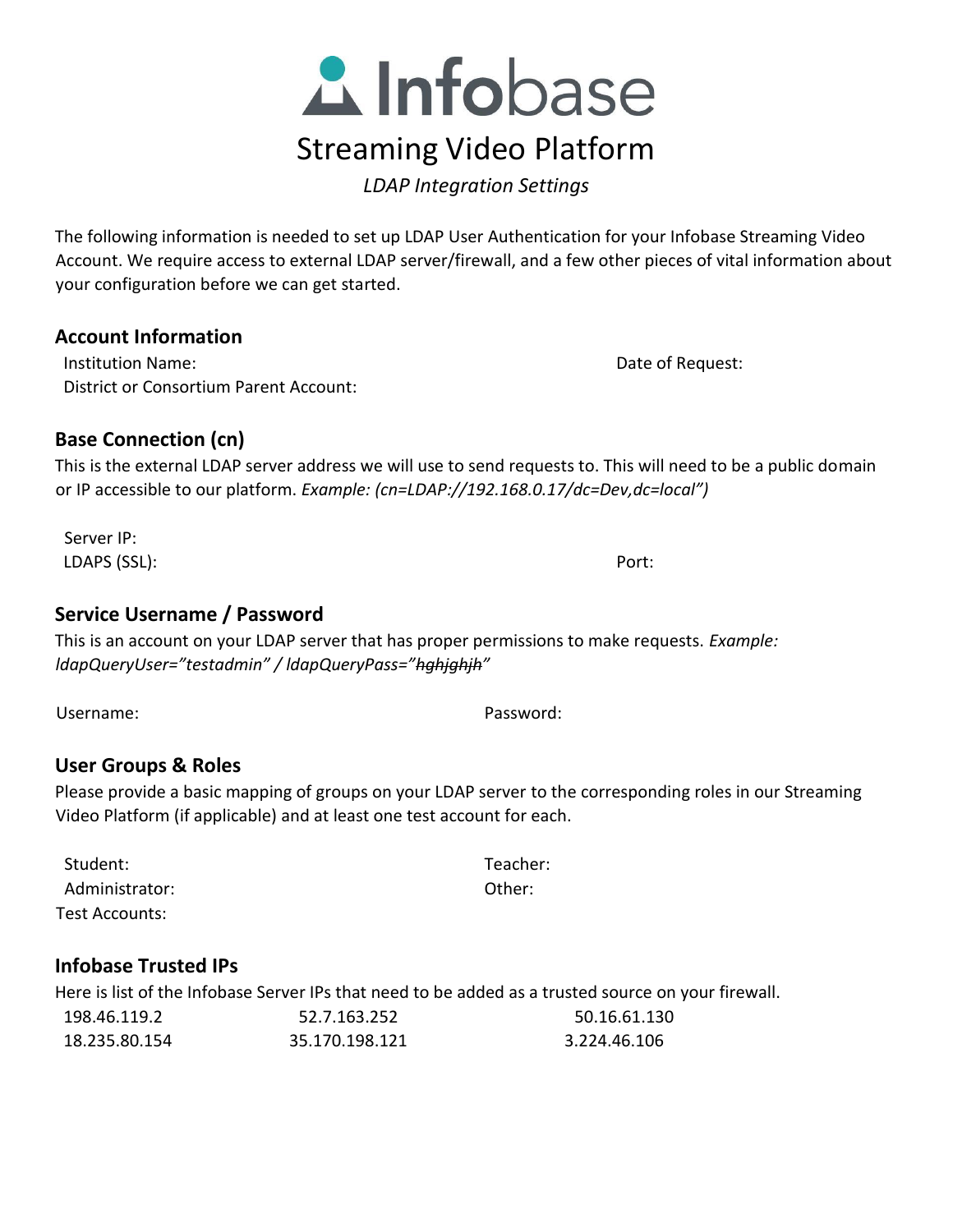# Infobase

## Streaming Video Platform

*LDAP Integration Settings*

The following information is needed to set up LDAP User Authentication for your Infobase Streaming Video Account. We require access to external LDAP server/firewall, and a few other pieces of vital information about your configuration before we can get started.

### Account Information

Institution Name: 

Date of Request: 

District or Consortium Parent Account: 

### Base Connection (cn)

This is the external LDAP server address we will use to send requests to. This will need to be a public domain or IP accessible to our platform. *Example: (cn=LDAP://192.168.0.17/dc=Dev,dc=local")*

Server IP: 

LDAPS (SSL): 

Port: 

### Service Username / Password

This is an account on your LDAP server that has proper permissions to make requests. *Example: ldapQueryUser="testadmin" / ldapQueryPass="~~hghjghjh~~"*

Username: 

Password: 

### User Groups & Roles

Please provide a basic mapping of groups on your LDAP server to the corresponding roles in our Streaming Video Platform (if applicable) and at least one test account for each.

Student: 

Teacher: 

Administrator: 

Other: 

Test Accounts: 

### Infobase Trusted IPs

Here is list of the Infobase Server IPs that need to be added as a trusted source on your firewall.

| | | |
|---|---|---|
| 198.46.119.2 | 52.7.163.252 | 50.16.61.130 |
| 18.235.80.154 | 35.170.198.121 | 3.224.46.106 |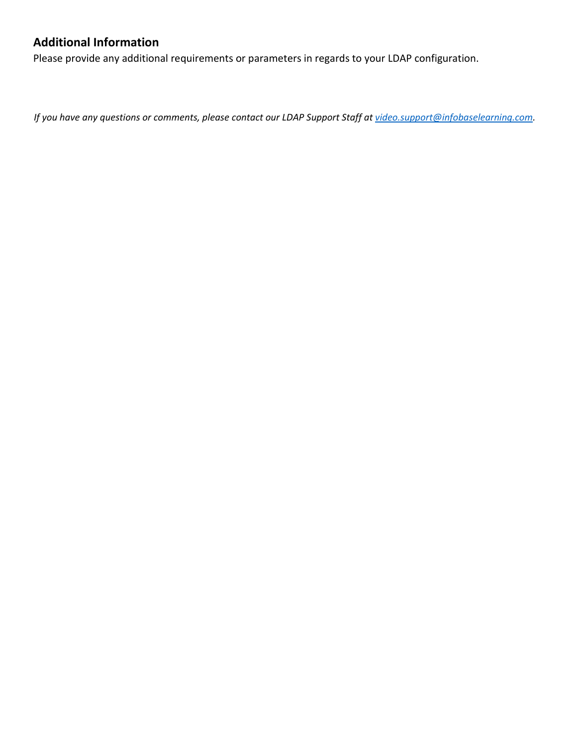## Additional Information

Please provide any additional requirements or parameters in regards to your LDAP configuration.

*If you have any questions or comments, please contact our LDAP Support Staff at [video.support@infobaselearning.com](mailto:video.support@infobaselearning.com).*